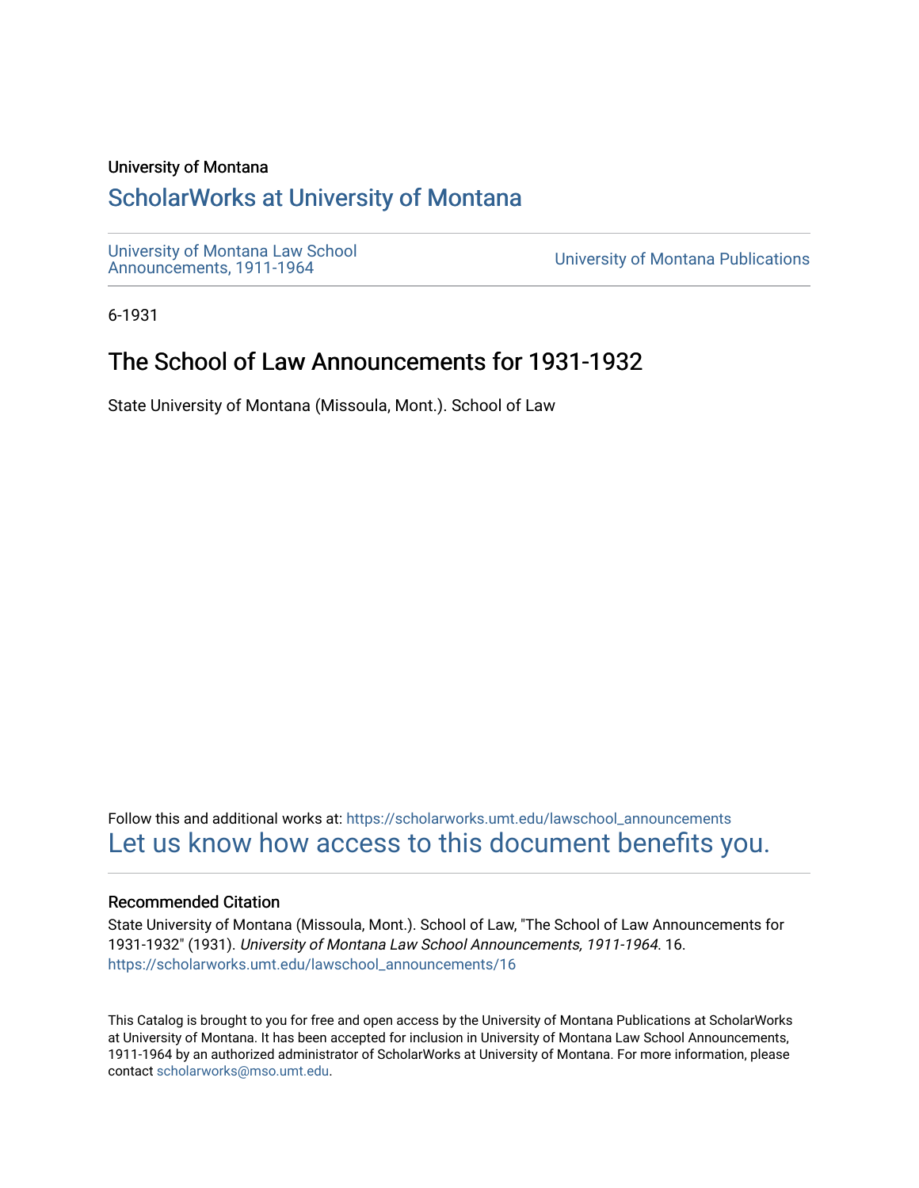University of Montana

# ScholarWorks at University of Montana

University of Montana Law School Announcements, 1911-1964

University of Montana Publications

6-1931

## The School of Law Announcements for 1931-1932

State University of Montana (Missoula, Mont.). School of Law

Follow this and additional works at: https://scholarworks.umt.edu/lawschool_announcements

Let us know how access to this document benefits you.

### Recommended Citation

State University of Montana (Missoula, Mont.). School of Law, "The School of Law Announcements for 1931-1932" (1931). *University of Montana Law School Announcements, 1911-1964*. 16.
https://scholarworks.umt.edu/lawschool_announcements/16

This Catalog is brought to you for free and open access by the University of Montana Publications at ScholarWorks at University of Montana. It has been accepted for inclusion in University of Montana Law School Announcements, 1911-1964 by an authorized administrator of ScholarWorks at University of Montana. For more information, please contact scholarworks@mso.umt.edu.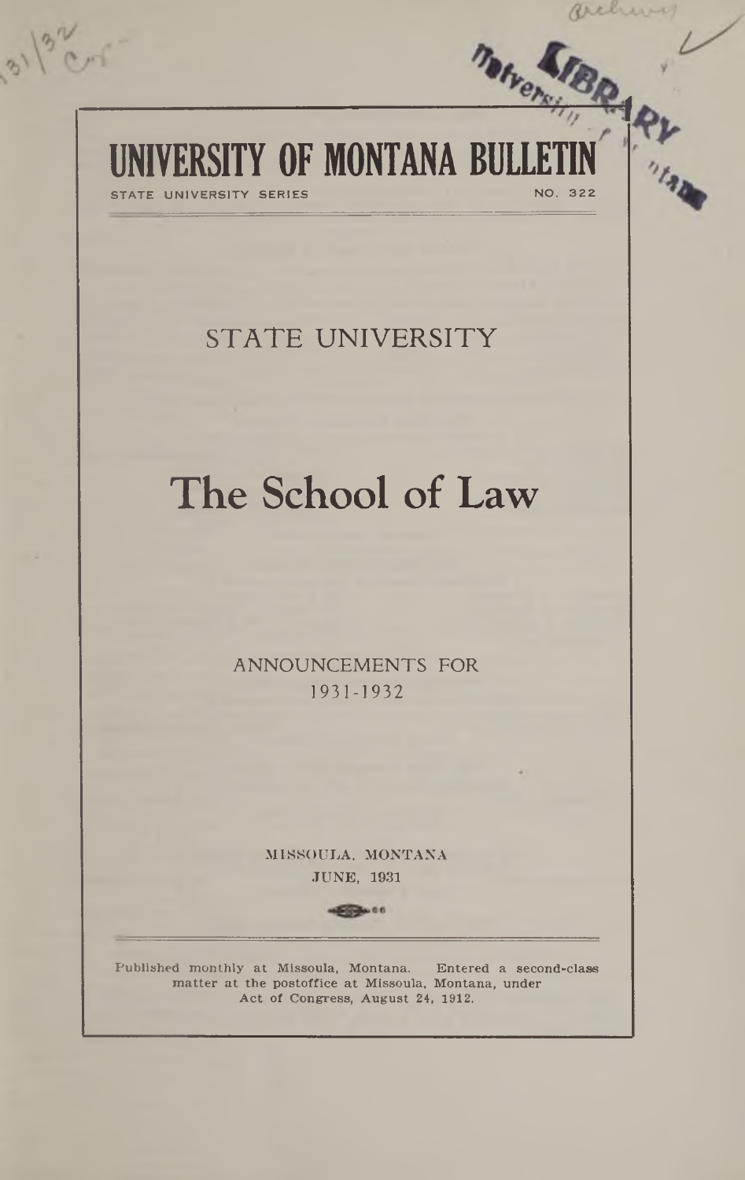# UNIVERSITY OF MONTANA BULLETIN

STATE UNIVERSITY SERIES — NO. 322

## STATE UNIVERSITY

# The School of Law

ANNOUNCEMENTS FOR
1931-1932

MISSOULA, MONTANA
JUNE, 1931

Published monthly at Missoula, Montana. Entered a second-class matter at the postoffice at Missoula, Montana, under Act of Congress, August 24, 1912.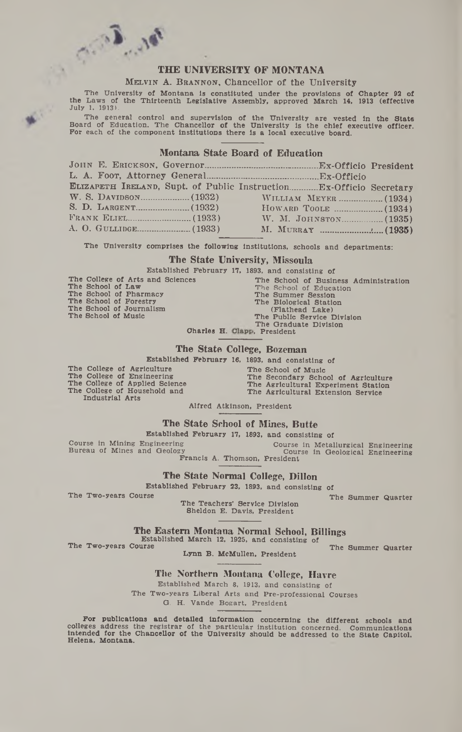# THE UNIVERSITY OF MONTANA

MELVIN A. BRANNON, Chancellor of the University

The University of Montana is constituted under the provisions of Chapter 92 of the Laws of the Thirteenth Legislative Assembly, approved March 14, 1913 (effective July 1, 1913).

The general control and supervision of the University are vested in the State Board of Education. The Chancellor of the University is the chief executive officer. For each of the component institutions there is a local executive board.

## Montana State Board of Education

JOHN E. ERICKSON, Governor..............................................Ex-Officio President
L. A. FOOT, Attorney General..............................................Ex-Officio
ELIZABETH IRELAND, Supt. of Public Instruction............Ex-Officio Secretary

| | |
|---|---|
| W. S. DAVIDSON....................(1932) | WILLIAM MEYER ..................(1934) |
| S. D. LARGENT......................(1932) | HOWARD TOOLE ....................(1934) |
| FRANK ELIEL..........................(1933) | W. M. JOHNSTON.................(1935) |
| A. O. GULLIDGE......................(1933) | M. MURRAY ...........................(1935) |

The University comprises the following institutions, schools and departments:

## The State University, Missoula

Established February 17, 1893, and consisting of

- The College of Arts and Sciences
- The School of Law
- The School of Pharmacy
- The School of Forestry
- The School of Journalism
- The School of Music
- The School of Business Administration
- The School of Education
- The Summer Session
- The Biological Station (Flathead Lake)
- The Public Service Division
- The Graduate Division

Charles H. Clapp, President

## The State College, Bozeman

Established February 16, 1893, and consisting of

- The College of Agriculture
- The College of Engineering
- The College of Applied Science
- The College of Household and Industrial Arts
- The School of Music
- The Secondary School of Agriculture
- The Agricultural Experiment Station
- The Agricultural Extension Service

Alfred Atkinson, President

## The State School of Mines, Butte

Established February 17, 1893, and consisting of

- Course in Mining Engineering
- Bureau of Mines and Geology
- Course in Metallurgical Engineering
- Course in Geological Engineering

Francis A. Thomson, President

## The State Normal College, Dillon

Established February 23, 1893, and consisting of

- The Two-years Course
- The Summer Quarter
- The Teachers' Service Division

Sheldon E. Davis, President

## The Eastern Montana Normal School, Billings

Established March 12, 1925, and consisting of

- The Two-years Course
- The Summer Quarter

Lynn B. McMullen, President

## The Northern Montana College, Havre

Established March 8, 1913, and consisting of

The Two-years Liberal Arts and Pre-professional Courses

G. H. Vande Bogart, President

For publications and detailed information concerning the different schools and colleges address the registrar of the particular institution concerned. Communications intended for the Chancellor of the University should be addressed to the State Capitol, Helena, Montana.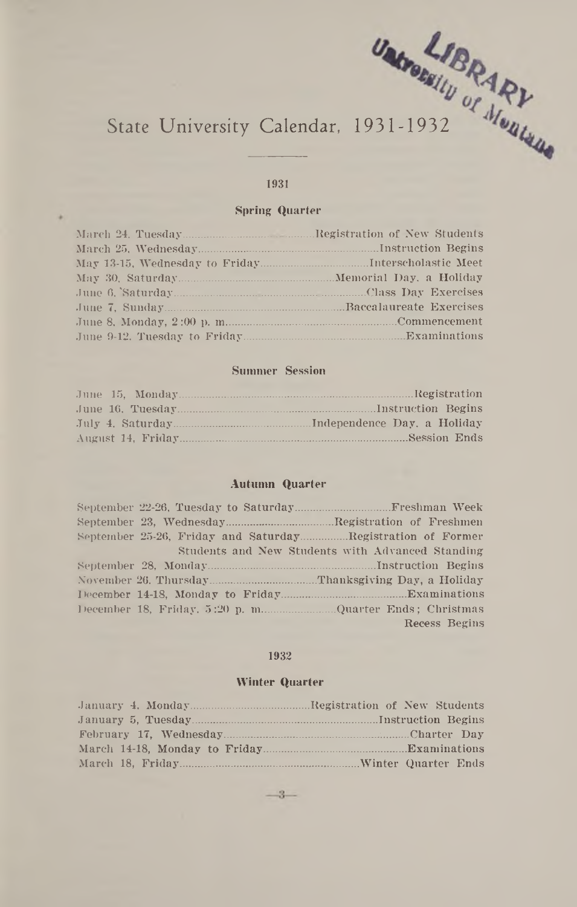# State University Calendar, 1931-1932

## 1931

### Spring Quarter

| | |
|---|---|
| March 24, Tuesday | Registration of New Students |
| March 25, Wednesday | Instruction Begins |
| May 13-15, Wednesday to Friday | Interscholastic Meet |
| May 30, Saturday | Memorial Day, a Holiday |
| June 6, Saturday | Class Day Exercises |
| June 7, Sunday | Baccalaureate Exercises |
| June 8, Monday, 2:00 p. m. | Commencement |
| June 9-12, Tuesday to Friday | Examinations |

### Summer Session

| | |
|---|---|
| June 15, Monday | Registration |
| June 16, Tuesday | Instruction Begins |
| July 4, Saturday | Independence Day, a Holiday |
| August 14, Friday | Session Ends |

### Autumn Quarter

| | |
|---|---|
| September 22-26, Tuesday to Saturday | Freshman Week |
| September 23, Wednesday | Registration of Freshmen |
| September 25-26, Friday and Saturday | Registration of Former Students and New Students with Advanced Standing |
| September 28, Monday | Instruction Begins |
| November 26, Thursday | Thanksgiving Day, a Holiday |
| December 14-18, Monday to Friday | Examinations |
| December 18, Friday, 5:20 p. m. | Quarter Ends; Christmas Recess Begins |

## 1932

### Winter Quarter

| | |
|---|---|
| January 4, Monday | Registration of New Students |
| January 5, Tuesday | Instruction Begins |
| February 17, Wednesday | Charter Day |
| March 14-18, Monday to Friday | Examinations |
| March 18, Friday | Winter Quarter Ends |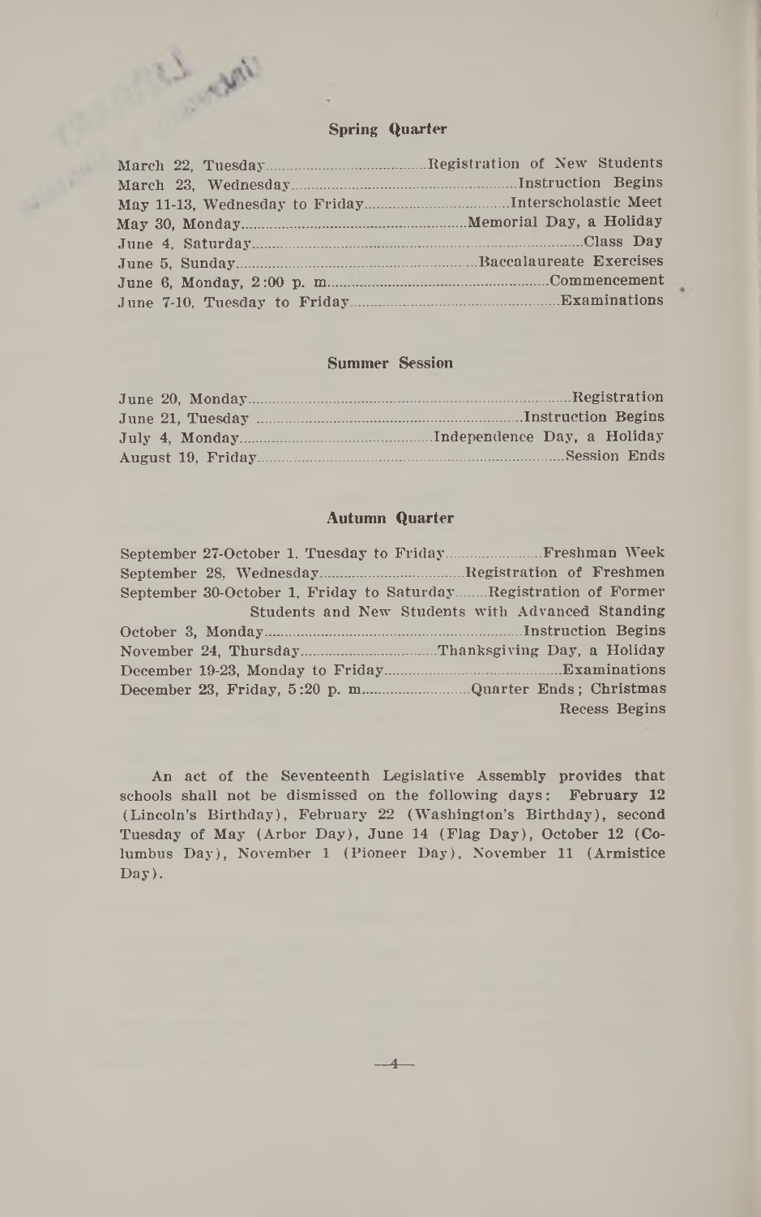## Spring Quarter

| | |
|---|---|
| March 22, Tuesday | Registration of New Students |
| March 23, Wednesday | Instruction Begins |
| May 11-13, Wednesday to Friday | Interscholastic Meet |
| May 30, Monday | Memorial Day, a Holiday |
| June 4, Saturday | Class Day |
| June 5, Sunday | Baccalaureate Exercises |
| June 6, Monday, 2:00 p. m. | Commencement |
| June 7-10, Tuesday to Friday | Examinations |

## Summer Session

| | |
|---|---|
| June 20, Monday | Registration |
| June 21, Tuesday | Instruction Begins |
| July 4, Monday | Independence Day, a Holiday |
| August 19, Friday | Session Ends |

## Autumn Quarter

| | |
|---|---|
| September 27-October 1, Tuesday to Friday | Freshman Week |
| September 28, Wednesday | Registration of Freshmen |
| September 30-October 1, Friday to Saturday | Registration of Former Students and New Students with Advanced Standing |
| October 3, Monday | Instruction Begins |
| November 24, Thursday | Thanksgiving Day, a Holiday |
| December 19-23, Monday to Friday | Examinations |
| December 23, Friday, 5:20 p. m. | Quarter Ends; Christmas Recess Begins |

An act of the Seventeenth Legislative Assembly provides that schools shall not be dismissed on the following days: **February 12** (Lincoln's Birthday), February 22 (Washington's Birthday), second Tuesday of May (Arbor Day), June 14 (Flag Day), October 12 (Columbus Day), November 1 (Pioneer Day), November 11 (Armistice Day).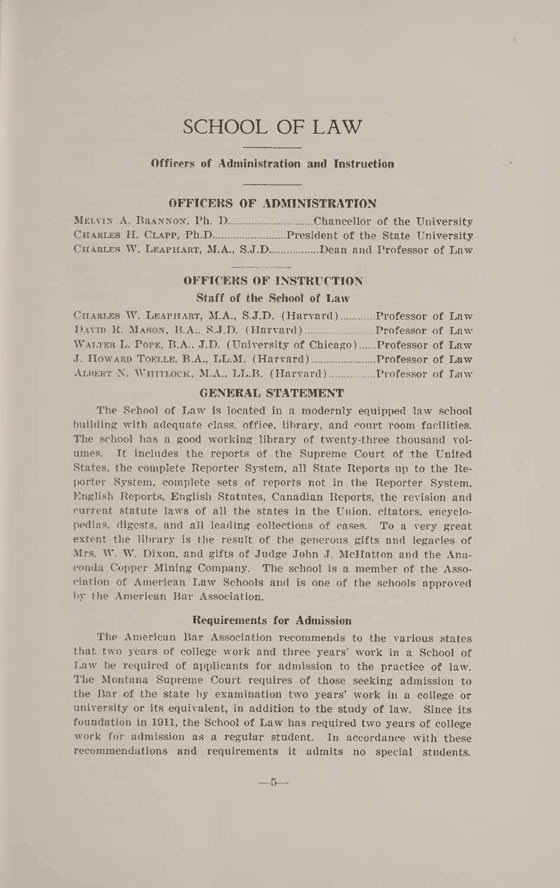# SCHOOL OF LAW

## Officers of Administration and Instruction

### OFFICERS OF ADMINISTRATION

Melvin A. Brannon, Ph. D. .......... Chancellor of the University
Charles H. Clapp, Ph.D. .......... President of the State University
Charles W. Leaphart, M.A., S.J.D. .......... Dean and Professor of Law

### OFFICERS OF INSTRUCTION

**Staff of the School of Law**

Charles W. Leaphart, M.A., S.J.D. (Harvard) .......... Professor of Law
David R. Mason, B.A., S.J.D. (Harvard) .......... Professor of Law
Walter L. Pope, B.A., J.D. (University of Chicago) .......... Professor of Law
J. Howard Toelle, B.A., LL.M. (Harvard) .......... Professor of Law
Albert N. Whitlock, M.A., LL.B. (Harvard) .......... Professor of Law

### GENERAL STATEMENT

The School of Law is located in a modernly equipped law school building with adequate class, office, library, and court room facilities. The school has a good working library of twenty-three thousand volumes. It includes the reports of the Supreme Court of the United States, the complete Reporter System, all State Reports up to the Reporter System, complete sets of reports not in the Reporter System, English Reports, English Statutes, Canadian Reports, the revision and current statute laws of all the states in the Union, citators, encyclopedias, digests, and all leading collections of cases. To a very great extent the library is the result of the generous gifts and legacies of Mrs. W. W. Dixon, and gifts of Judge John J. McHatton and the Anaconda Copper Mining Company. The school is a member of the Association of American Law Schools and is one of the schools approved by the American Bar Association.

#### Requirements for Admission

The American Bar Association recommends to the various states that two years of college work and three years' work in a School of Law be required of applicants for admission to the practice of law. The Montana Supreme Court requires of those seeking admission to the Bar of the state by examination two years' work in a college or university or its equivalent, in addition to the study of law. Since its foundation in 1911, the School of Law has required two years of college work for admission as a regular student. In accordance with these recommendations and requirements it admits no special students.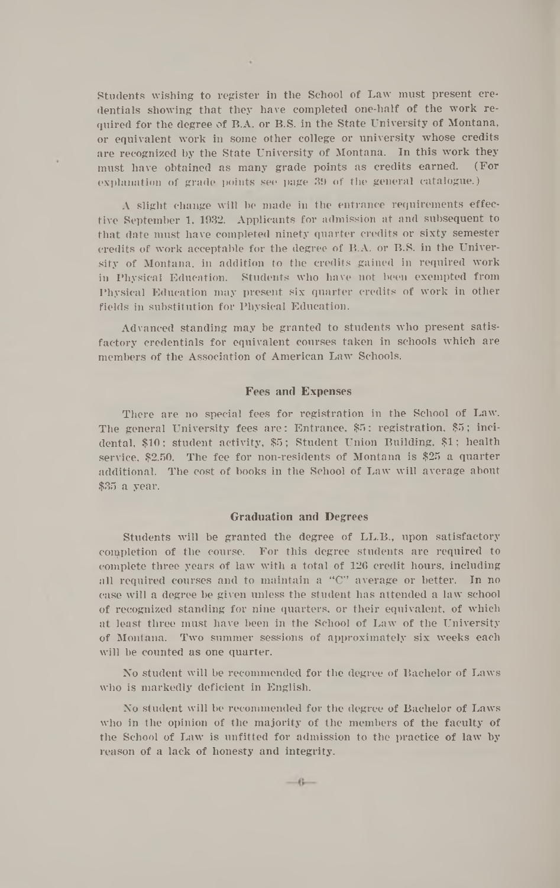Students wishing to register in the School of Law must present credentials showing that they have completed one-half of the work required for the degree of B.A. or B.S. in the State University of Montana, or equivalent work in some other college or university whose credits are recognized by the State University of Montana. In this work they must have obtained as many grade points as credits earned. (For explanation of grade points see page 39 of the general catalogue.)

A slight change will be made in the entrance requirements effective September 1, 1932. Applicants for admission at and subsequent to that date must have completed ninety quarter credits or sixty semester credits of work acceptable for the degree of B.A. or B.S. in the University of Montana, in addition to the credits gained in required work in Physical Education. Students who have not been exempted from Physical Education may present six quarter credits of work in other fields in substitution for Physical Education.

Advanced standing may be granted to students who present satisfactory credentials for equivalent courses taken in schools which are members of the Association of American Law Schools.

## Fees and Expenses

There are no special fees for registration in the School of Law. The general University fees are: Entrance, $5; registration, $5; incidental, $10; student activity, $5; Student Union Building, $1; health service, $2.50. The fee for non-residents of Montana is $25 a quarter additional. The cost of books in the School of Law will average about $35 a year.

## Graduation and Degrees

Students will be granted the degree of LL.B., upon satisfactory completion of the course. For this degree students are required to complete three years of law with a total of 126 credit hours, including all required courses and to maintain a "C" average or better. In no case will a degree be given unless the student has attended a law school of recognized standing for nine quarters, or their equivalent, of which at least three must have been in the School of Law of the University of Montana. Two summer sessions of approximately six weeks each will be counted as one quarter.

No student will be recommended for the degree of Bachelor of Laws who is markedly deficient in English.

No student will be recommended for the degree of Bachelor of Laws who in the opinion of the majority of the members of the faculty of the School of Law is unfitted for admission to the practice of law by reason of a lack of honesty and integrity.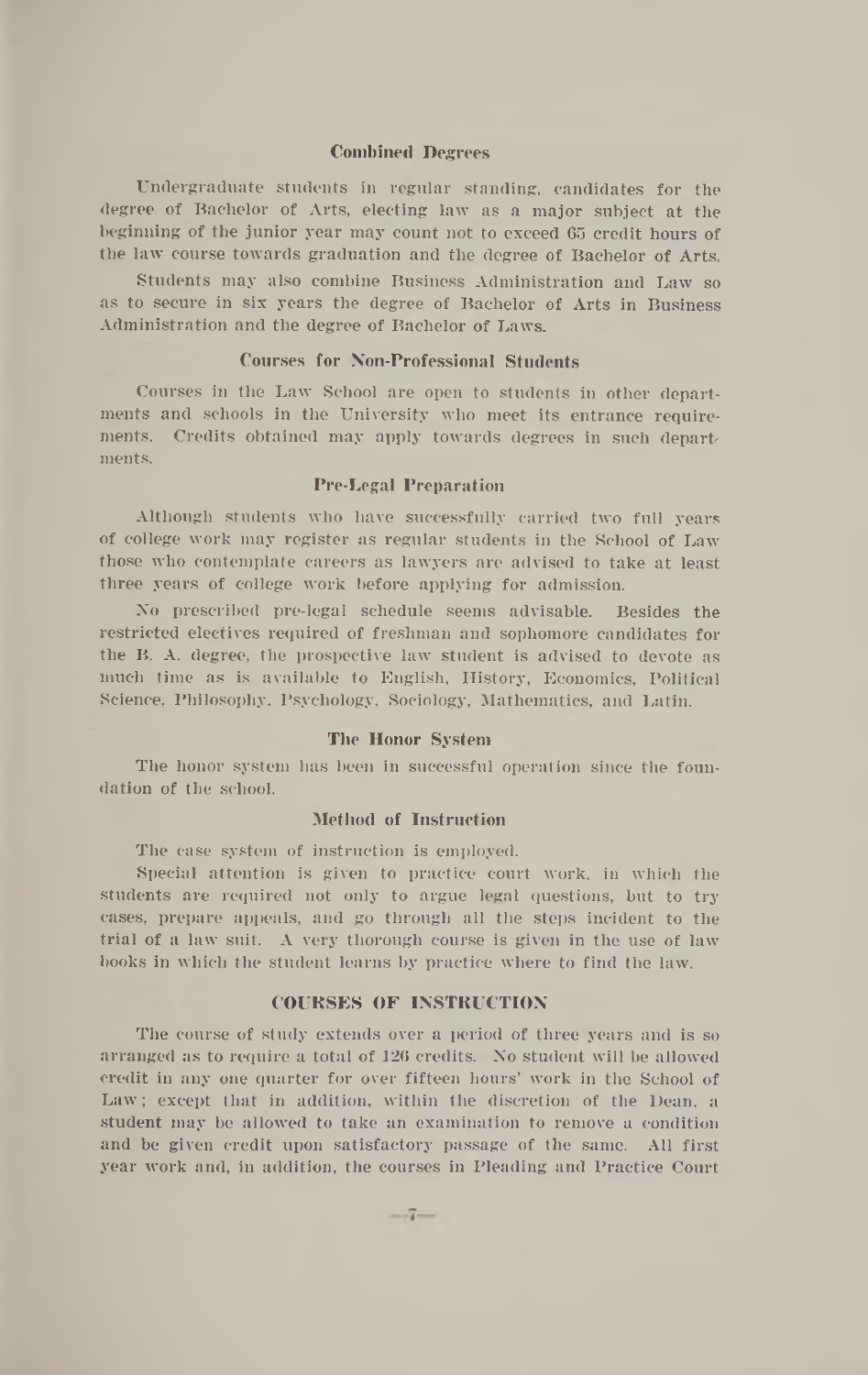### Combined Degrees

Undergraduate students in regular standing, candidates for the degree of Bachelor of Arts, electing law as a major subject at the beginning of the junior year may count not to exceed 65 credit hours of the law course towards graduation and the degree of Bachelor of Arts.

Students may also combine Business Administration and Law so as to secure in six years the degree of Bachelor of Arts in Business Administration and the degree of Bachelor of Laws.

### Courses for Non-Professional Students

Courses in the Law School are open to students in other departments and schools in the University who meet its entrance requirements. Credits obtained may apply towards degrees in such departments.

### Pre-Legal Preparation

Although students who have successfully carried two full years of college work may register as regular students in the School of Law those who contemplate careers as lawyers are advised to take at least three years of college work before applying for admission.

No prescribed pre-legal schedule seems advisable. Besides the restricted electives required of freshman and sophomore candidates for the B. A. degree, the prospective law student is advised to devote as much time as is available to English, History, Economics, Political Science, Philosophy, Psychology, Sociology, Mathematics, and Latin.

### The Honor System

The honor system has been in successful operation since the foundation of the school.

### Method of Instruction

The case system of instruction is employed.

Special attention is given to practice court work, in which the students are required not only to argue legal questions, but to try cases, prepare appeals, and go through all the steps incident to the trial of a law suit. A very thorough course is given in the use of law books in which the student learns by practice where to find the law.

## COURSES OF INSTRUCTION

The course of study extends over a period of three years and is so arranged as to require a total of 126 credits. No student will be allowed credit in any one quarter for over fifteen hours' work in the School of Law; except that in addition, within the discretion of the Dean, a student may be allowed to take an examination to remove a condition and be given credit upon satisfactory passage of the same. All first year work and, in addition, the courses in Pleading and Practice Court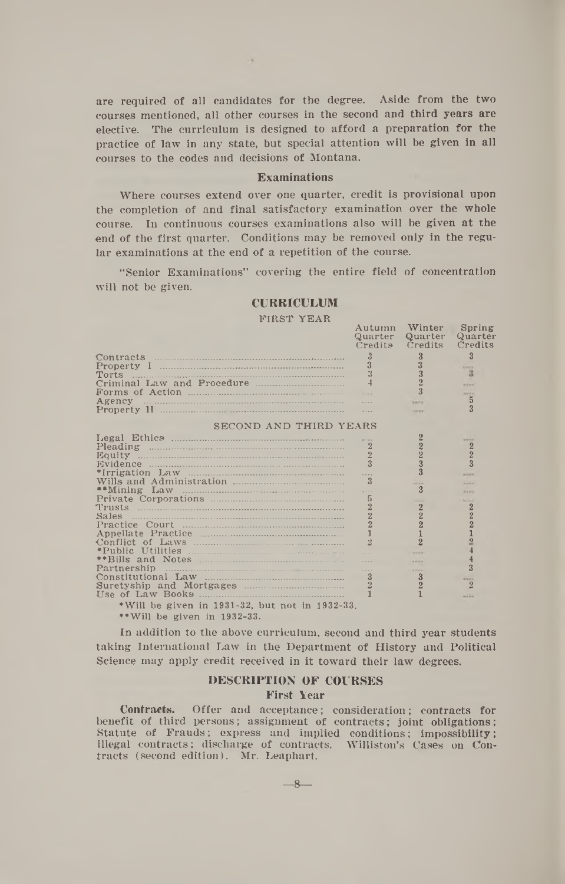are required of all candidates for the degree. Aside from the two courses mentioned, all other courses in the second and third years are elective. The curriculum is designed to afford a preparation for the practice of law in any state, but special attention will be given in all courses to the codes and decisions of Montana.

### Examinations

Where courses extend over one quarter, credit is provisional upon the completion of and final satisfactory examination over the whole course. In continuous courses examinations also will be given at the end of the first quarter. Conditions may be removed only in the regular examinations at the end of a repetition of the course.

"Senior Examinations" covering the entire field of concentration will not be given.

## CURRICULUM

| FIRST YEAR | Autumn Quarter Credits | Winter Quarter Credits | Spring Quarter Credits |
|---|---|---|---|
| Contracts | 3 | 3 | 3 |
| Property I | 3 | 3 | .... |
| Torts | 3 | 3 | 3 |
| Criminal Law and Procedure | 4 | 2 | .... |
| Forms of Action | .... | 3 | .... |
| Agency | .... | .... | 5 |
| Property II | .... | .... | 3 |
| **SECOND AND THIRD YEARS** | | | |
| Legal Ethics | .... | 2 | .... |
| Pleading | 2 | 2 | 2 |
| Equity | 2 | 2 | 2 |
| Evidence | 3 | 3 | 3 |
| *Irrigation Law | .... | 3 | .... |
| Wills and Administration | 3 | .... | .... |
| **Mining Law | .... | 3 | .... |
| Private Corporations | 5 | .... | .... |
| Trusts | 2 | 2 | 2 |
| Sales | 2 | 2 | 2 |
| Practice Court | 2 | 2 | 2 |
| Appellate Practice | 1 | 1 | 1 |
| Conflict of Laws | 2 | 2 | 2 |
| *Public Utilities | .... | .... | 4 |
| **Bills and Notes | .... | .... | 4 |
| Partnership | .... | .... | 3 |
| Constitutional Law | 3 | 3 | .... |
| Suretyship and Mortgages | 2 | 2 | 2 |
| Use of Law Books | 1 | 1 | .... |

*Will be given in 1931-32, but not in 1932-33.

**Will be given in 1932-33.

In addition to the above curriculum, second and third year students taking International Law in the Department of History and Political Science may apply credit received in it toward their law degrees.

## DESCRIPTION OF COURSES

### First Year

**Contracts.** Offer and acceptance; consideration; contracts for benefit of third persons; assignment of contracts; joint obligations; Statute of Frauds; express and implied conditions; impossibility; illegal contracts; discharge of contracts. Williston's Cases on Contracts (second edition). Mr. Leaphart.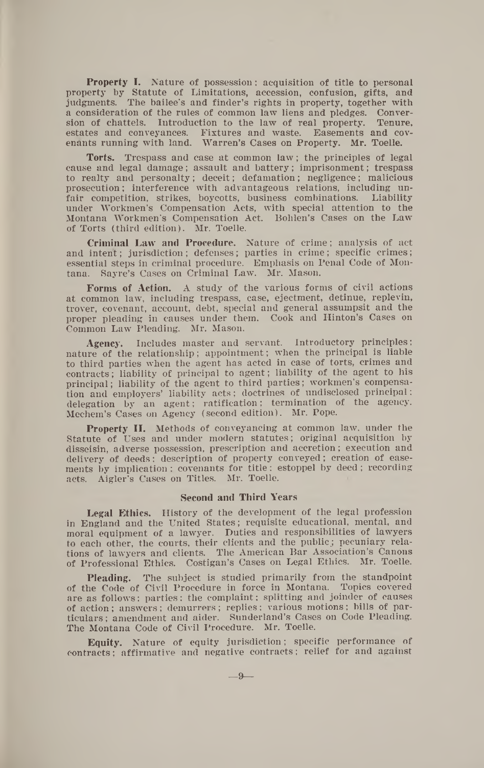**Property I.** Nature of possession; acquisition of title to personal property by Statute of Limitations, accession, confusion, gifts, and judgments. The bailee's and finder's rights in property, together with a consideration of the rules of common law liens and pledges. Conversion of chattels. Introduction to the law of real property. Tenure, estates and conveyances. Fixtures and waste. Easements and covenants running with land. Warren's Cases on Property. Mr. Toelle.

**Torts.** Trespass and case at common law; the principles of legal cause and legal damage; assault and battery; imprisonment; trespass to realty and personalty; deceit; defamation; negligence; malicious prosecution; interference with advantageous relations, including unfair competition, strikes, boycotts, business combinations. Liability under Workmen's Compensation Acts, with special attention to the Montana Workmen's Compensation Act. Bohlen's Cases on the Law of Torts (third edition). Mr. Toelle.

**Criminal Law and Procedure.** Nature of crime; analysis of act and intent; jurisdiction; defenses; parties in crime; specific crimes; essential steps in criminal procedure. Emphasis on Penal Code of Montana. Sayre's Cases on Criminal Law. Mr. Mason.

**Forms of Action.** A study of the various forms of civil actions at common law, including trespass, case, ejectment, detinue, replevin, trover, covenant, account, debt, special and general assumpsit and the proper pleading in causes under them. Cook and Hinton's Cases on Common Law Pleading. Mr. Mason.

**Agency.** Includes master and servant. Introductory principles; nature of the relationship; appointment; when the principal is liable to third parties when the agent has acted in case of torts, crimes and contracts; liability of principal to agent; liability of the agent to his principal; liability of the agent to third parties; workmen's compensation and employers' liability acts; doctrines of undisclosed principal; delegation by an agent; ratification; termination of the agency. Mechem's Cases on Agency (second edition). Mr. Pope.

**Property II.** Methods of conveyancing at common law, under the Statute of Uses and under modern statutes; original acquisition by disseisin, adverse possession, prescription and accretion; execution and delivery of deeds; description of property conveyed; creation of easements by implication; covenants for title; estoppel by deed; recording acts. Aigler's Cases on Titles. Mr. Toelle.

### Second and Third Years

**Legal Ethics.** History of the development of the legal profession in England and the United States; requisite educational, mental, and moral equipment of a lawyer. Duties and responsibilities of lawyers to each other, the courts, their clients and the public; pecuniary relations of lawyers and clients. The American Bar Association's Canons of Professional Ethics. Costigan's Cases on Legal Ethics. Mr. Toelle.

**Pleading.** The subject is studied primarily from the standpoint of the Code of Civil Procedure in force in Montana. Topics covered are as follows: parties; the complaint; splitting and joinder of causes of action; answers; demurrers; replies; various motions; bills of particulars; amendment and aider. Sunderland's Cases on Code Pleading. The Montana Code of Civil Procedure. Mr. Toelle.

**Equity.** Nature of equity jurisdiction; specific performance of contracts; affirmative and negative contracts; relief for and against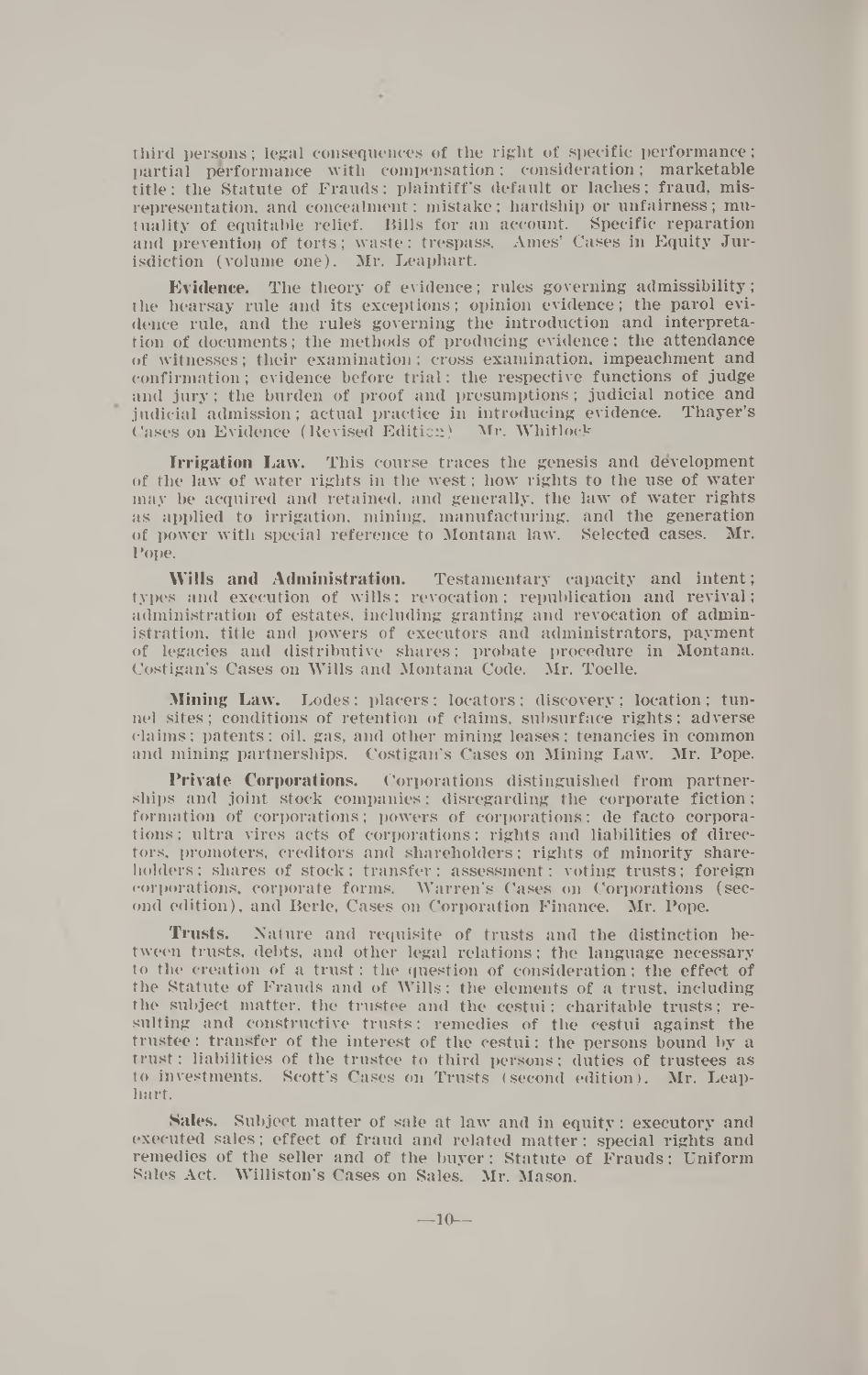third persons; legal consequences of the right of specific performance; partial performance with compensation; consideration; marketable title; the Statute of Frauds; plaintiff's default or laches; fraud, misrepresentation, and concealment; mistake; hardship or unfairness; mutuality of equitable relief. Bills for an account. Specific reparation and prevention of torts; waste; trespass. Ames' Cases in Equity Jurisdiction (volume one). Mr. Leaphart.

**Evidence.** The theory of evidence; rules governing admissibility; the hearsay rule and its exceptions; opinion evidence; the parol evidence rule, and the rules governing the introduction and interpretation of documents; the methods of producing evidence; the attendance of witnesses; their examination; cross examination, impeachment and confirmation; evidence before trial; the respective functions of judge and jury; the burden of proof and presumptions; judicial notice and judicial admission; actual practice in introducing evidence. Thayer's Cases on Evidence (Revised Edition). Mr. Whitlock.

**Irrigation Law.** This course traces the genesis and development of the law of water rights in the west; how rights to the use of water may be acquired and retained, and generally, the law of water rights as applied to irrigation, mining, manufacturing, and the generation of power with special reference to Montana law. Selected cases. Mr. Pope.

**Wills and Administration.** Testamentary capacity and intent; types and execution of wills; revocation; republication and revival; administration of estates, including granting and revocation of administration, title and powers of executors and administrators, payment of legacies and distributive shares; probate procedure in Montana. Costigan's Cases on Wills and Montana Code. Mr. Toelle.

**Mining Law.** Lodes; placers; locators; discovery; location; tunnel sites; conditions of retention of claims, subsurface rights; adverse claims; patents; oil, gas, and other mining leases; tenancies in common and mining partnerships. Costigan's Cases on Mining Law. Mr. Pope.

**Private Corporations.** Corporations distinguished from partnerships and joint stock companies; disregarding the corporate fiction; formation of corporations; powers of corporations; de facto corporations; ultra vires acts of corporations; rights and liabilities of directors, promoters, creditors and shareholders; rights of minority shareholders; shares of stock; transfer; assessment; voting trusts; foreign corporations, corporate forms. Warren's Cases on Corporations (second edition), and Berle, Cases on Corporation Finance. Mr. Pope.

**Trusts.** Nature and requisite of trusts and the distinction between trusts, debts, and other legal relations; the language necessary to the creation of a trust; the question of consideration; the effect of the Statute of Frauds and of Wills; the elements of a trust, including the subject matter, the trustee and the cestui; charitable trusts; resulting and constructive trusts; remedies of the cestui against the trustee; transfer of the interest of the cestui; the persons bound by a trust; liabilities of the trustee to third persons; duties of trustees as to investments. Scott's Cases on Trusts (second edition). Mr. Leaphart.

**Sales.** Subject matter of sale at law and in equity; executory and executed sales; effect of fraud and related matter; special rights and remedies of the seller and of the buyer; Statute of Frauds; Uniform Sales Act. Williston's Cases on Sales. Mr. Mason.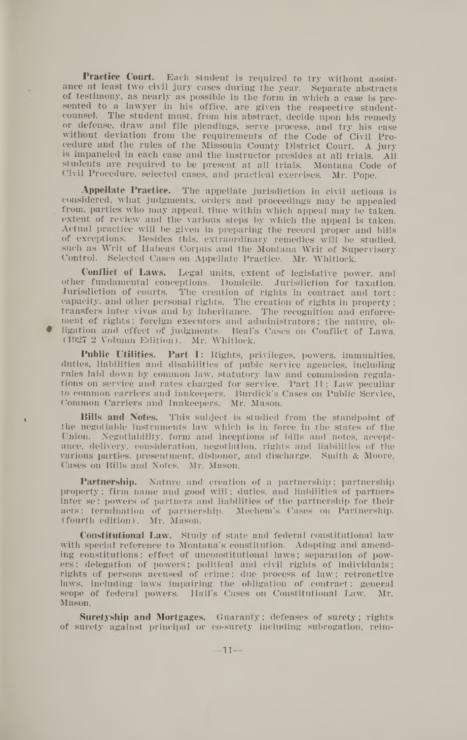**Practice Court.** Each student is required to try without assistance at least two civil jury cases during the year. Separate abstracts of testimony, as nearly as possible in the form in which a case is presented to a lawyer in his office, are given the respective student-counsel. The student must, from his abstract, decide upon his remedy or defense, draw and file pleadings, serve process, and try his case without deviation from the requirements of the Code of Civil Procedure and the rules of the Missoula County District Court. A jury is impaneled in each case and the instructor presides at all trials. All students are required to be present at all trials. Montana Code of Civil Procedure, selected cases, and practical exercises. Mr. Pope.

**Appellate Practice.** The appellate jurisdiction in civil actions is considered, what judgments, orders and proceedings may be appealed from, parties who may appeal, time within which appeal may be taken, extent of review and the various steps by which the appeal is taken. Actual practice will be given in preparing the record proper and bills of exceptions. Besides this, extraordinary remedies will be studied, such as Writ of Habeas Corpus and the Montana Writ of Supervisory Control. Selected Cases on Appellate Practice. Mr. Whitlock.

**Conflict of Laws.** Legal units, extent of legislative power, and other fundamental conceptions. Domicile. Jurisdiction for taxation. Jurisdiction of courts. The creation of rights in contract and tort; capacity, and other personal rights. The creation of rights in property; transfers inter vivos and by inheritance. The recognition and enforcement of rights; foreign executors and administrators; the nature, obligation and effect of judgments. Beal's Cases on Conflict of Laws. (1927 2 Volumn Edition). Mr. Whitlock.

**Public Utilities. Part I:** Rights, privileges, powers, immunities, duties, liabilities and disabilities of public service agencies, including rules laid down by common law, statutory law and commission regulations on service and rates charged for service. Part II: Law peculiar to common carriers and innkeepers. Burdick's Cases on Public Service, Common Carriers and Innkeepers. Mr. Mason.

**Bills and Notes.** This subject is studied from the standpoint of the negotiable instruments law which is in force in the states of the Union. Negotiability, form and inceptions of bills and notes, acceptance, delivery, consideration, negotiation, rights and liabilities of the various parties, presentment, dishonor, and discharge. Smith & Moore, Cases on Bills and Notes. Mr. Mason.

**Partnership.** Nature and creation of a partnership; partnership property; firm name and good will; duties, and liabilities of partners inter se; powers of partners and liabilities of the partnership for their acts; termination of partnership. Mechem's Cases on Partnership. (fourth edition). Mr. Mason.

**Constitutional Law.** Study of state and federal constitutional law with special reference to Montana's constitution. Adopting and amending constitutions; effect of unconstitutional laws; separation of powers; delegation of powers; political and civil rights of individuals; rights of persons accused of crime; due process of law; retroactive laws, including laws impairing the obligation of contract; general scope of federal powers. Hall's Cases on Constitutional Law. Mr. Mason.

**Suretyship and Mortgages.** Guaranty; defenses of surety; rights of surety against principal or co-surety including subrogation, reim-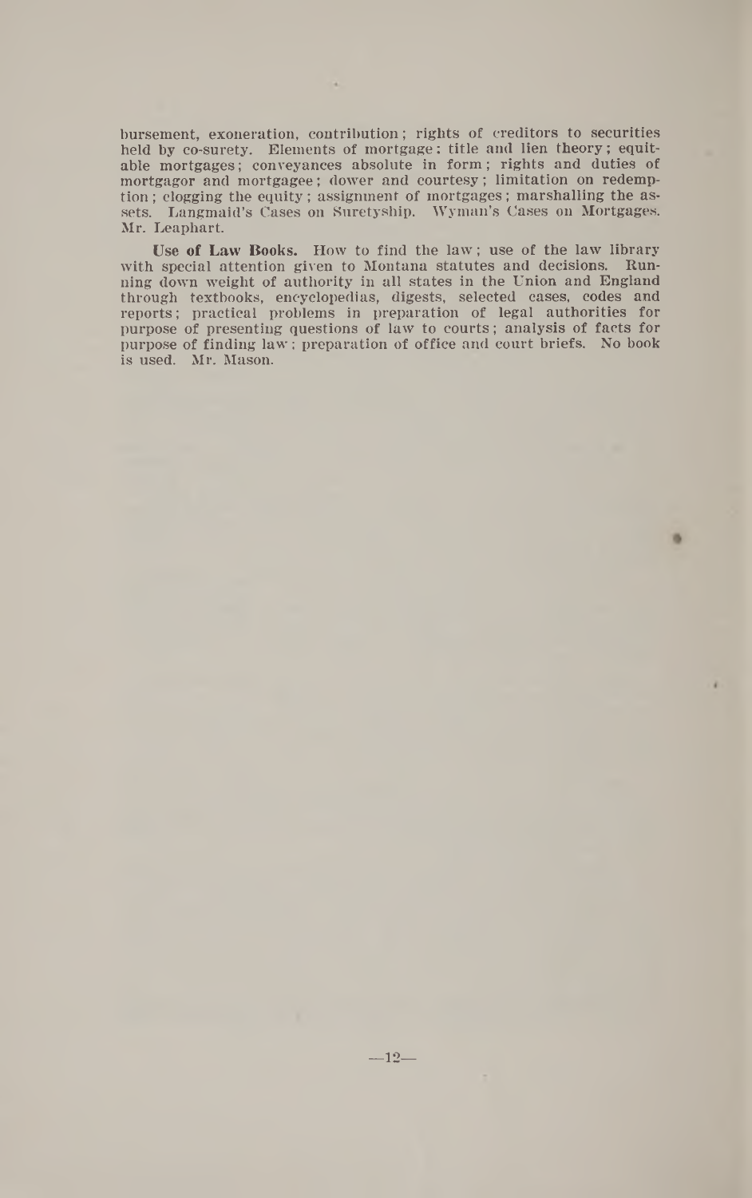bursement, exoneration, contribution; rights of creditors to securities held by co-surety. Elements of mortgage: title and lien theory; equitable mortgages; conveyances absolute in form; rights and duties of mortgagor and mortgagee; dower and courtesy; limitation on redemption; clogging the equity; assignment of mortgages; marshalling the assets. Langmaid's Cases on Suretyship. Wyman's Cases on Mortgages. Mr. Leaphart.

**Use of Law Books.** How to find the law; use of the law library with special attention given to Montana statutes and decisions. Running down weight of authority in all states in the Union and England through textbooks, encyclopedias, digests, selected cases, codes and reports; practical problems in preparation of legal authorities for purpose of presenting questions of law to courts; analysis of facts for purpose of finding law; preparation of office and court briefs. No book is used. Mr. Mason.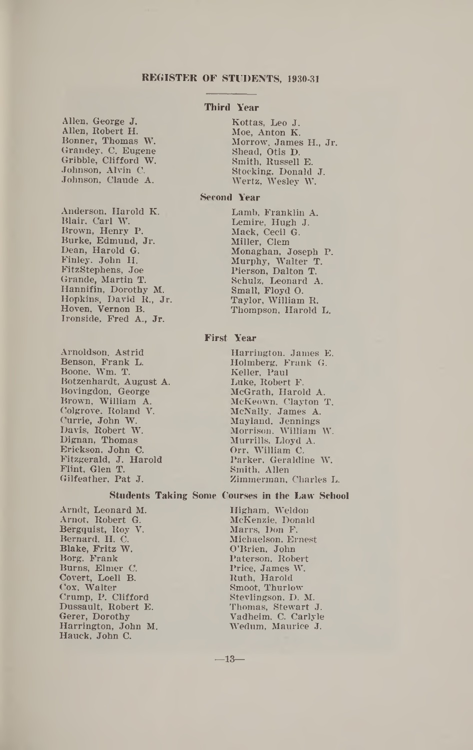## REGISTER OF STUDENTS, 1930-31

### Third Year

Allen, George J.
Allen, Robert H.
Bonner, Thomas W.
Grandey, C. Eugene
Gribble, Clifford W.
Johnson, Alvin C.
Johnson, Claude A.
Kottas, Leo J.
Moe, Anton K.
Morrow, James H., Jr.
Shead, Otis D.
Smith, Russell E.
Stocking, Donald J.
Wertz, Wesley W.

### Second Year

Anderson, Harold K.
Blair, Carl W.
Brown, Henry P.
Burke, Edmund, Jr.
Dean, Harold G.
Finley, John H.
FitzStephens, Joe
Grande, Martin T.
Hannifin, Dorothy M.
Hopkins, David R., Jr.
Hoven, Vernon B.
Ironside, Fred A., Jr.
Lamb, Franklin A.
Lemire, Hugh J.
Mack, Cecil G.
Miller, Clem
Monaghan, Joseph P.
Murphy, Walter T.
Pierson, Dalton T.
Schulz, Leonard A.
Small, Floyd O.
Taylor, William R.
Thompson, Harold L.

### First Year

Arnoldson, Astrid
Benson, Frank L.
Boone, Wm. T.
Botzenhardt, August A.
Bovingdon, George
Brown, William A.
Colgrove, Roland V.
Currie, John W.
Davis, Robert W.
Dignan, Thomas
Erickson, John C.
Fitzgerald, J. Harold
Flint, Glen T.
Gilfeather, Pat J.
Harrington, James E.
Holmberg, Frank G.
Keller, Paul
Luke, Robert F.
McGrath, Harold A.
McKeown, Clayton T.
McNally, James A.
Mayland, Jennings
Morrison, William W.
Murrills, Lloyd A.
Orr, William C.
Parker, Geraldine W.
Smith, Allen
Zimmerman, Charles L.

### Students Taking Some Courses in the Law School

Arndt, Leonard M.
Arnot, Robert G.
Bergquist, Roy V.
Bernard, H. C.
Blake, Fritz W.
Borg, Frank
Burns, Elmer C.
Covert, Loell B.
Cox, Walter
Crump, P. Clifford
Dussault, Robert E.
Gerer, Dorothy
Harrington, John M.
Hauck, John C.
Higham, Weldon
McKenzie, Donald
Marrs, Don F.
Michaelson, Ernest
O'Brien, John
Paterson, Robert
Price, James W.
Ruth, Harold
Smoot, Thurlow
Stevlingson, D. M.
Thomas, Stewart J.
Vadheim, C. Carlyle
Wedum, Maurice J.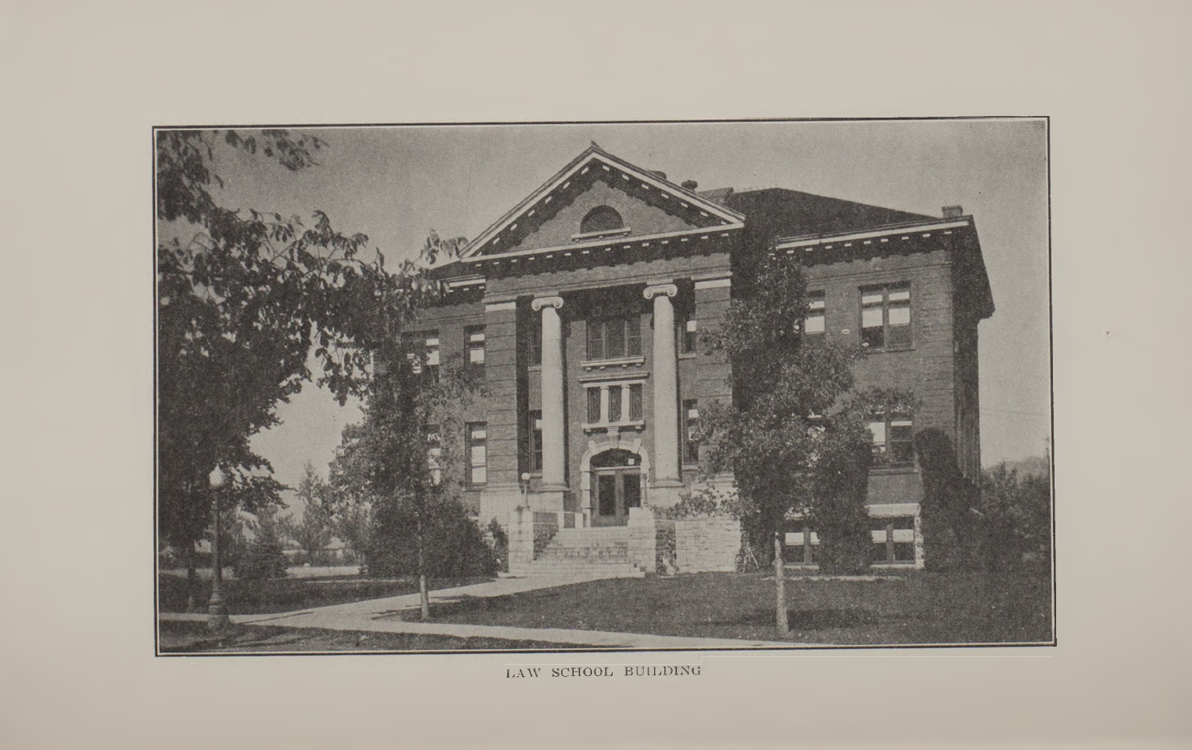LAW SCHOOL BUILDING